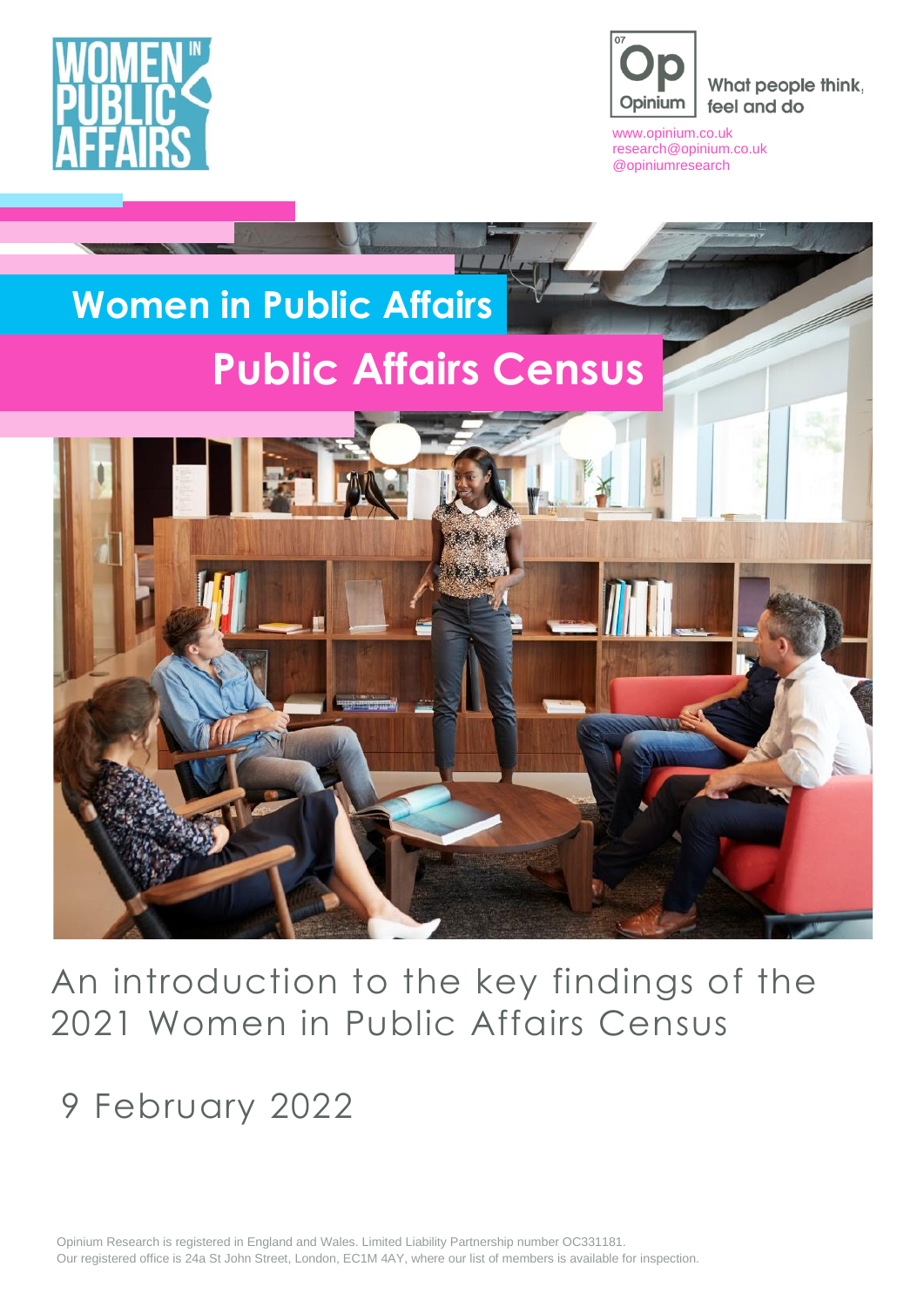WOMEN IN PUBLIC AFFAIRS

Opinium — What people think, feel and do

www.opinium.co.uk
research@opinium.co.uk
@opiniumresearch

# Women in Public Affairs

# Public Affairs Census

An introduction to the key findings of the 2021 Women in Public Affairs Census

9 February 2022

Opinium Research is registered in England and Wales. Limited Liability Partnership number OC331181.
Our registered office is 24a St John Street, London, EC1M 4AY, where our list of members is available for inspection.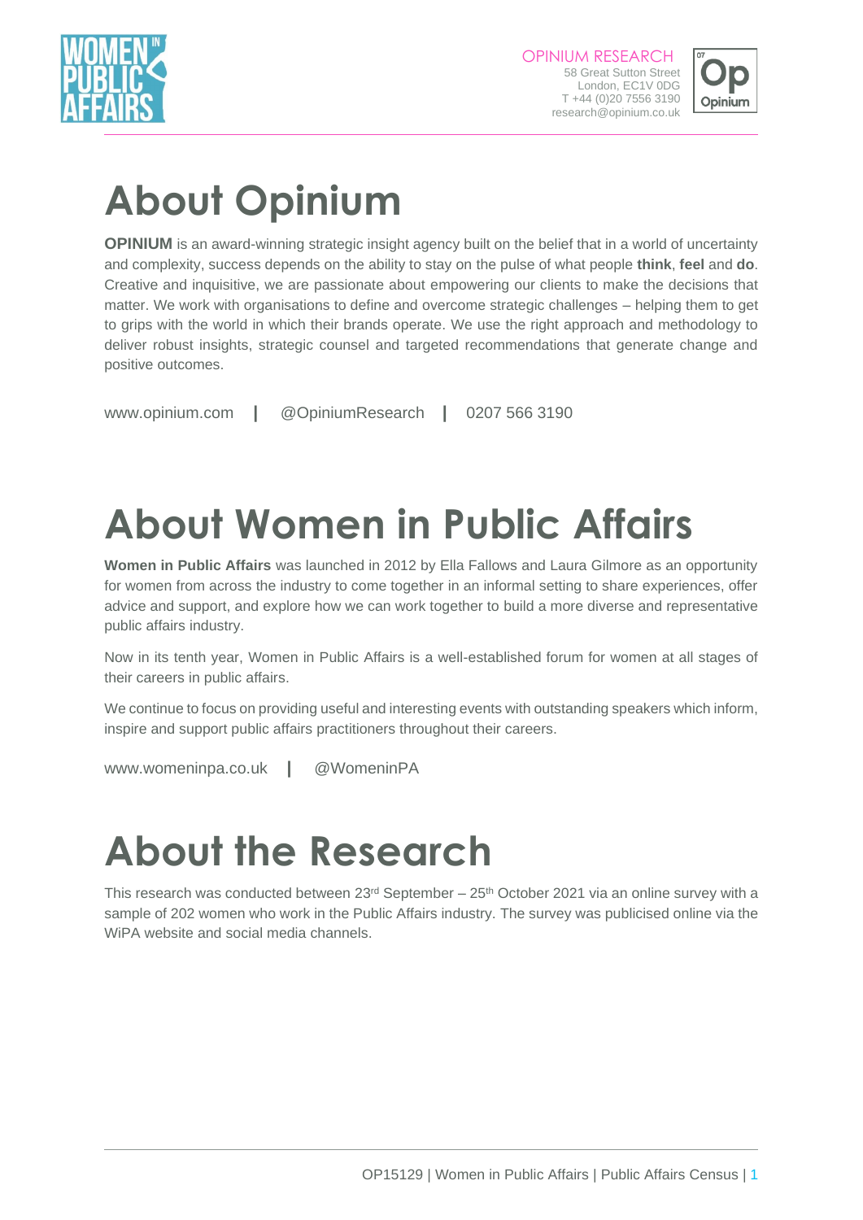# About Opinium

**OPINIUM** is an award-winning strategic insight agency built on the belief that in a world of uncertainty and complexity, success depends on the ability to stay on the pulse of what people **think**, **feel** and **do**. Creative and inquisitive, we are passionate about empowering our clients to make the decisions that matter. We work with organisations to define and overcome strategic challenges – helping them to get to grips with the world in which their brands operate. We use the right approach and methodology to deliver robust insights, strategic counsel and targeted recommendations that generate change and positive outcomes.

www.opinium.com | @OpiniumResearch | 0207 566 3190

# About Women in Public Affairs

**Women in Public Affairs** was launched in 2012 by Ella Fallows and Laura Gilmore as an opportunity for women from across the industry to come together in an informal setting to share experiences, offer advice and support, and explore how we can work together to build a more diverse and representative public affairs industry.

Now in its tenth year, Women in Public Affairs is a well-established forum for women at all stages of their careers in public affairs.

We continue to focus on providing useful and interesting events with outstanding speakers which inform, inspire and support public affairs practitioners throughout their careers.

www.womeninpa.co.uk | @WomeninPA

# About the Research

This research was conducted between 23rd September – 25th October 2021 via an online survey with a sample of 202 women who work in the Public Affairs industry. The survey was publicised online via the WiPA website and social media channels.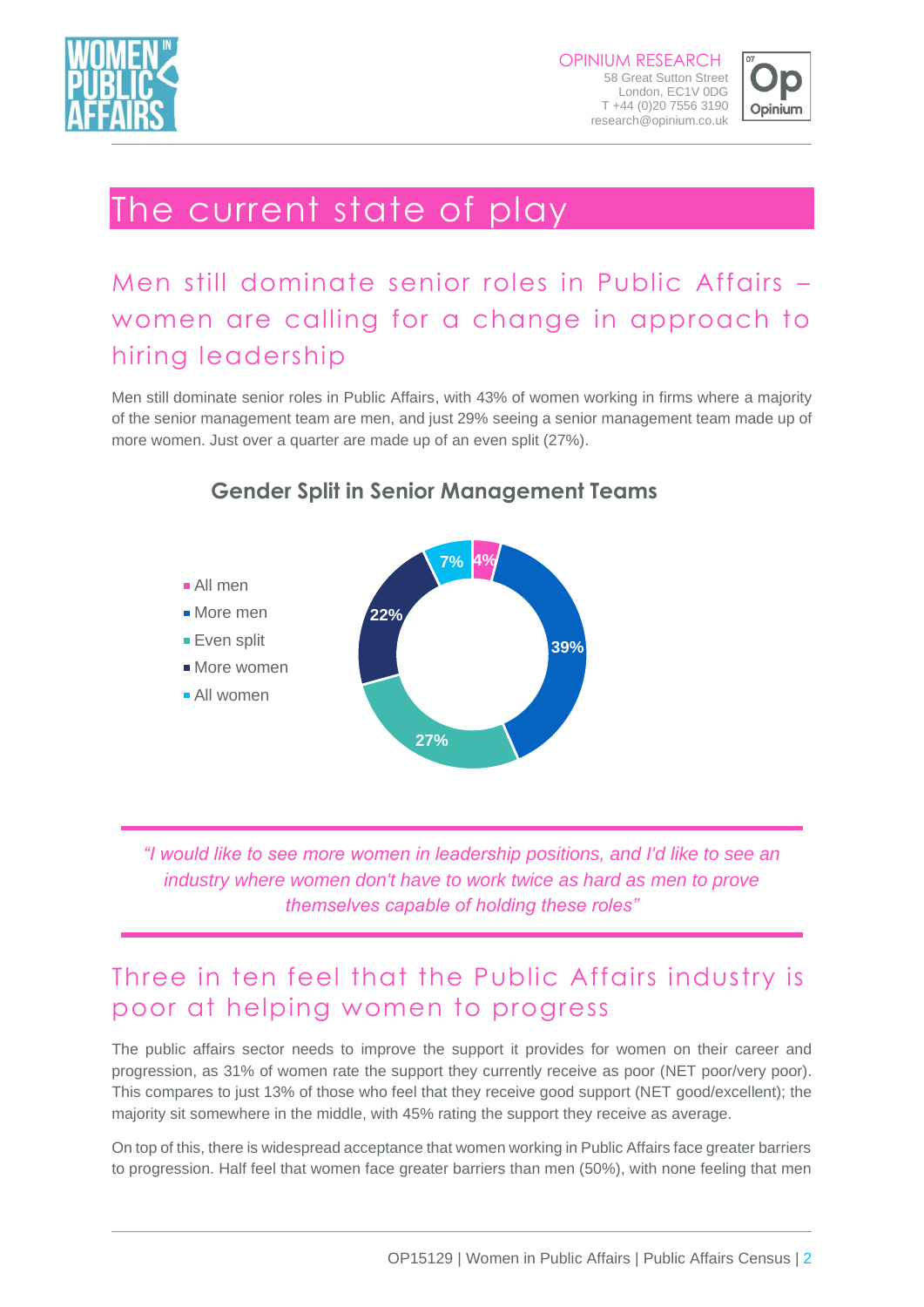# The current state of play

## Men still dominate senior roles in Public Affairs – women are calling for a change in approach to hiring leadership

Men still dominate senior roles in Public Affairs, with 43% of women working in firms where a majority of the senior management team are men, and just 29% seeing a senior management team made up of more women. Just over a quarter are made up of an even split (27%).

**Gender Split in Senior Management Teams**

| Category | % |
|---|---|
| All men | 4% |
| More men | 39% |
| Even split | 27% |
| More women | 22% |
| All women | 7% |

*"I would like to see more women in leadership positions, and I'd like to see an industry where women don't have to work twice as hard as men to prove themselves capable of holding these roles"*

## Three in ten feel that the Public Affairs industry is poor at helping women to progress

The public affairs sector needs to improve the support it provides for women on their career and progression, as 31% of women rate the support they currently receive as poor (NET poor/very poor). This compares to just 13% of those who feel that they receive good support (NET good/excellent); the majority sit somewhere in the middle, with 45% rating the support they receive as average.

On top of this, there is widespread acceptance that women working in Public Affairs face greater barriers to progression. Half feel that women face greater barriers than men (50%), with none feeling that men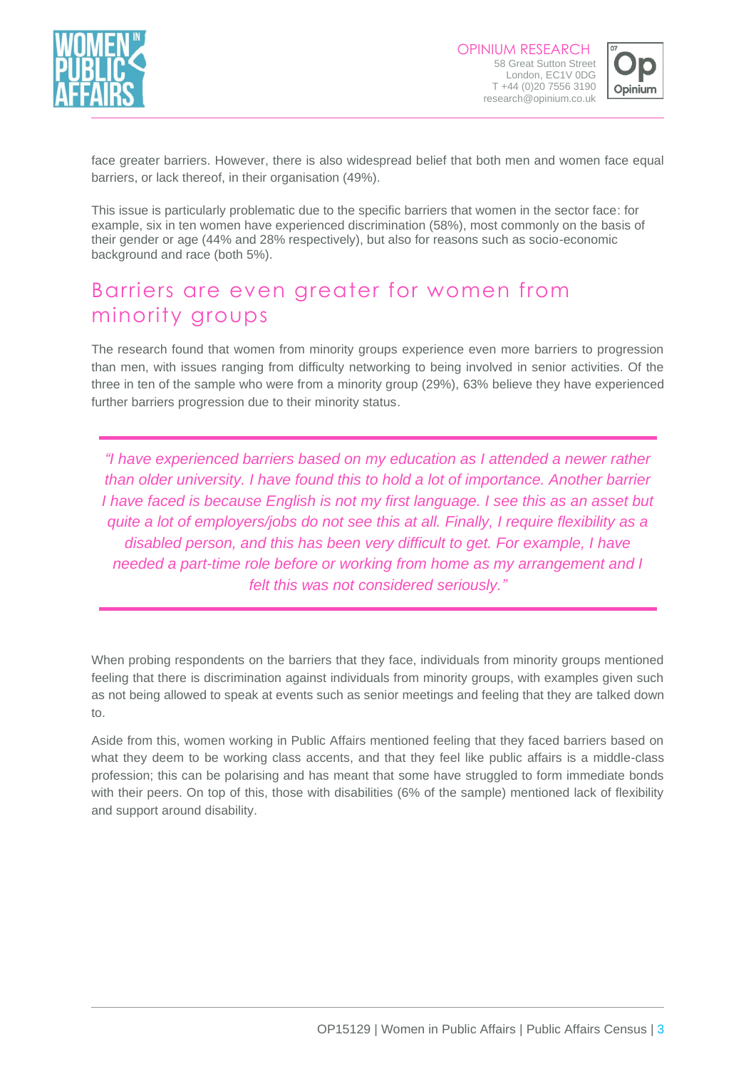face greater barriers. However, there is also widespread belief that both men and women face equal barriers, or lack thereof, in their organisation (49%).

This issue is particularly problematic due to the specific barriers that women in the sector face: for example, six in ten women have experienced discrimination (58%), most commonly on the basis of their gender or age (44% and 28% respectively), but also for reasons such as socio-economic background and race (both 5%).

## Barriers are even greater for women from minority groups

The research found that women from minority groups experience even more barriers to progression than men, with issues ranging from difficulty networking to being involved in senior activities. Of the three in ten of the sample who were from a minority group (29%), 63% believe they have experienced further barriers progression due to their minority status.

> *"I have experienced barriers based on my education as I attended a newer rather than older university. I have found this to hold a lot of importance. Another barrier I have faced is because English is not my first language. I see this as an asset but quite a lot of employers/jobs do not see this at all. Finally, I require flexibility as a disabled person, and this has been very difficult to get. For example, I have needed a part-time role before or working from home as my arrangement and I felt this was not considered seriously."*

When probing respondents on the barriers that they face, individuals from minority groups mentioned feeling that there is discrimination against individuals from minority groups, with examples given such as not being allowed to speak at events such as senior meetings and feeling that they are talked down to.

Aside from this, women working in Public Affairs mentioned feeling that they faced barriers based on what they deem to be working class accents, and that they feel like public affairs is a middle-class profession; this can be polarising and has meant that some have struggled to form immediate bonds with their peers. On top of this, those with disabilities (6% of the sample) mentioned lack of flexibility and support around disability.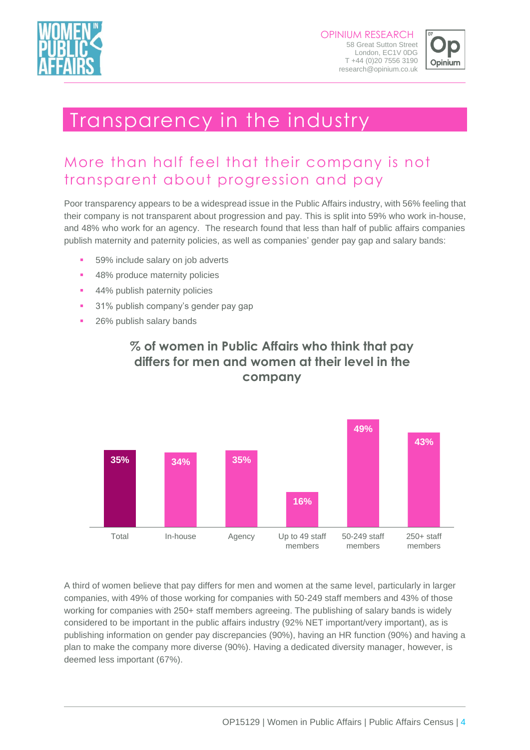# Transparency in the industry

## More than half feel that their company is not transparent about progression and pay

Poor transparency appears to be a widespread issue in the Public Affairs industry, with 56% feeling that their company is not transparent about progression and pay. This is split into 59% who work in-house, and 48% who work for an agency. The research found that less than half of public affairs companies publish maternity and paternity policies, as well as companies' gender pay gap and salary bands:

- 59% include salary on job adverts
- 48% produce maternity policies
- 44% publish paternity policies
- 31% publish company's gender pay gap
- 26% publish salary bands

### % of women in Public Affairs who think that pay differs for men and women at their level in the company

| Total | In-house | Agency | Up to 49 staff members | 50-249 staff members | 250+ staff members |
|---|---|---|---|---|---|
| 35% | 34% | 35% | 16% | 49% | 43% |

A third of women believe that pay differs for men and women at the same level, particularly in larger companies, with 49% of those working for companies with 50-249 staff members and 43% of those working for companies with 250+ staff members agreeing. The publishing of salary bands is widely considered to be important in the public affairs industry (92% NET important/very important), as is publishing information on gender pay discrepancies (90%), having an HR function (90%) and having a plan to make the company more diverse (90%). Having a dedicated diversity manager, however, is deemed less important (67%).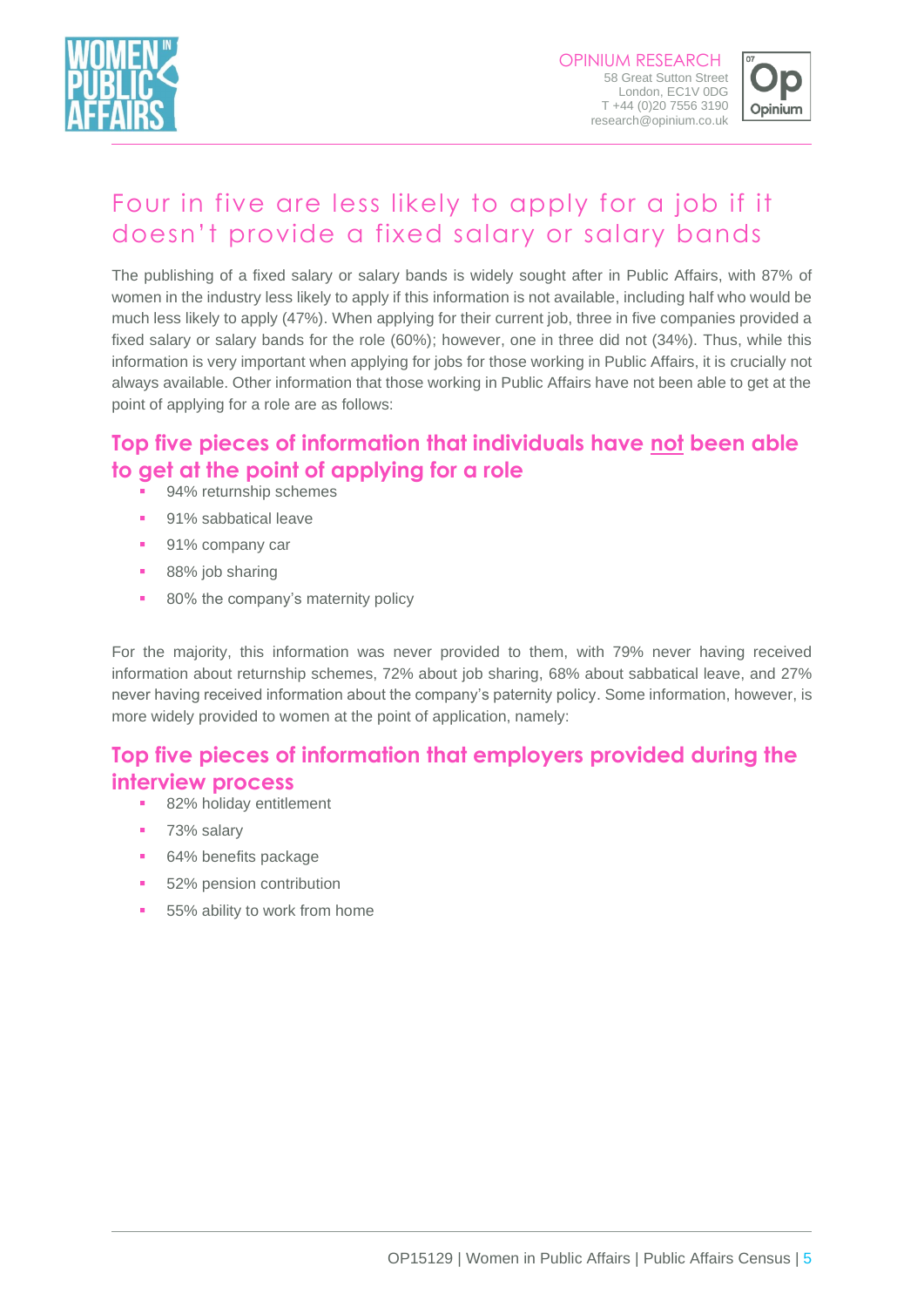# Four in five are less likely to apply for a job if it doesn't provide a fixed salary or salary bands

The publishing of a fixed salary or salary bands is widely sought after in Public Affairs, with 87% of women in the industry less likely to apply if this information is not available, including half who would be much less likely to apply (47%). When applying for their current job, three in five companies provided a fixed salary or salary bands for the role (60%); however, one in three did not (34%). Thus, while this information is very important when applying for jobs for those working in Public Affairs, it is crucially not always available. Other information that those working in Public Affairs have not been able to get at the point of applying for a role are as follows:

## Top five pieces of information that individuals have not been able to get at the point of applying for a role

- 94% returnship schemes
- 91% sabbatical leave
- 91% company car
- 88% job sharing
- 80% the company's maternity policy

For the majority, this information was never provided to them, with 79% never having received information about returnship schemes, 72% about job sharing, 68% about sabbatical leave, and 27% never having received information about the company's paternity policy. Some information, however, is more widely provided to women at the point of application, namely:

## Top five pieces of information that employers provided during the interview process

- 82% holiday entitlement
- 73% salary
- 64% benefits package
- 52% pension contribution
- 55% ability to work from home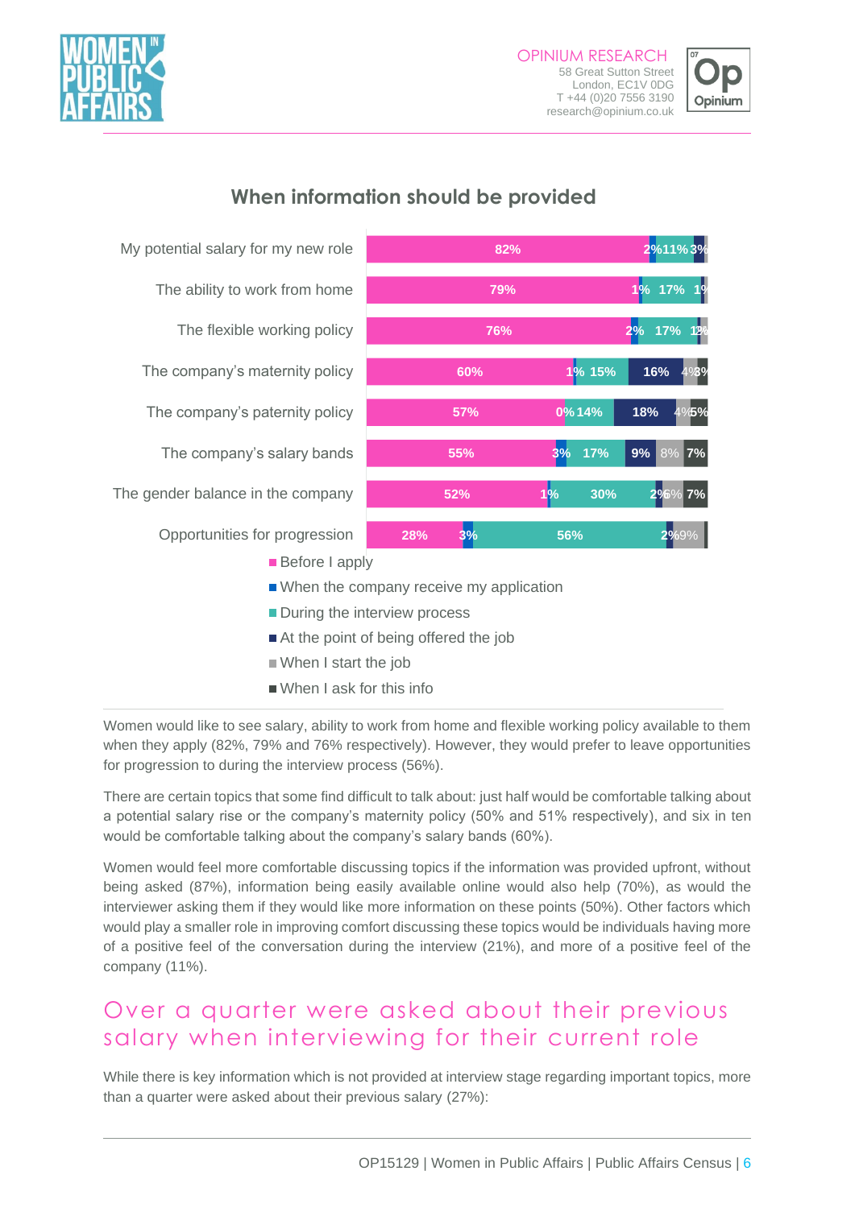## When information should be provided

| | Before I apply | When the company receive my application | During the interview process | At the point of being offered the job | When I start the job | When I ask for this info |
|---|---|---|---|---|---|---|
| My potential salary for my new role | 82% | 2% | 11% | 3% | | |
| The ability to work from home | 79% | 1% | 17% | 1% | | |
| The flexible working policy | 76% | 2% | 17% | 1% | 2% | |
| The company's maternity policy | 60% | 1% | 15% | 16% | 4% | 3% |
| The company's paternity policy | 57% | 0% | 14% | 18% | 4% | 5% |
| The company's salary bands | 55% | 3% | 17% | 9% | 8% | 7% |
| The gender balance in the company | 52% | 1% | 30% | 2% | 6% | 7% |
| Opportunities for progression | 28% | 3% | 56% | 2% | 9% | |

Women would like to see salary, ability to work from home and flexible working policy available to them when they apply (82%, 79% and 76% respectively). However, they would prefer to leave opportunities for progression to during the interview process (56%).

There are certain topics that some find difficult to talk about: just half would be comfortable talking about a potential salary rise or the company's maternity policy (50% and 51% respectively), and six in ten would be comfortable talking about the company's salary bands (60%).

Women would feel more comfortable discussing topics if the information was provided upfront, without being asked (87%), information being easily available online would also help (70%), as would the interviewer asking them if they would like more information on these points (50%). Other factors which would play a smaller role in improving comfort discussing these topics would be individuals having more of a positive feel of the conversation during the interview (21%), and more of a positive feel of the company (11%).

## Over a quarter were asked about their previous salary when interviewing for their current role

While there is key information which is not provided at interview stage regarding important topics, more than a quarter were asked about their previous salary (27%):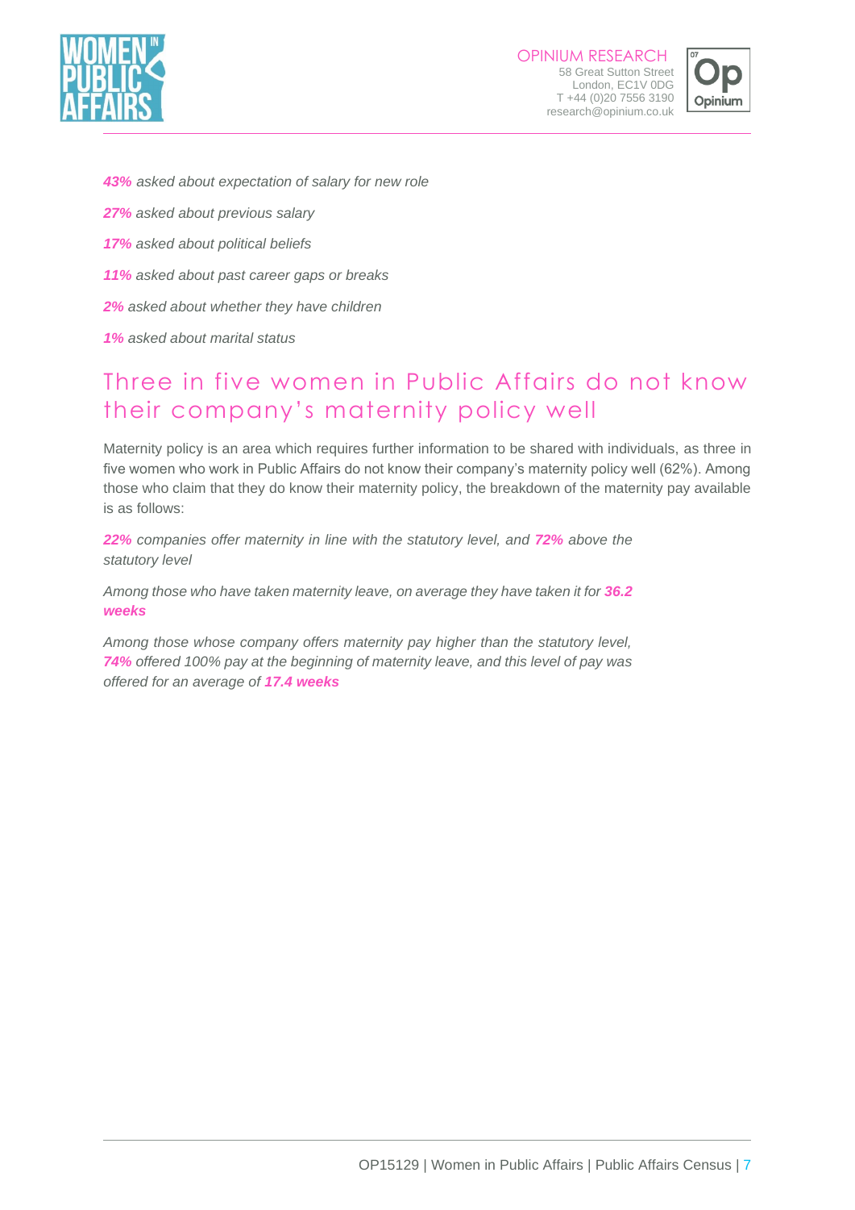***43%*** *asked about expectation of salary for new role*

***27%*** *asked about previous salary*

***17%*** *asked about political beliefs*

***11%*** *asked about past career gaps or breaks*

***2%*** *asked about whether they have children*

***1%*** *asked about marital status*

## Three in five women in Public Affairs do not know their company's maternity policy well

Maternity policy is an area which requires further information to be shared with individuals, as three in five women who work in Public Affairs do not know their company's maternity policy well (62%). Among those who claim that they do know their maternity policy, the breakdown of the maternity pay available is as follows:

***22%*** *companies offer maternity in line with the statutory level, and* ***72%*** *above the statutory level*

*Among those who have taken maternity leave, on average they have taken it for* ***36.2 weeks***

*Among those whose company offers maternity pay higher than the statutory level,* ***74%*** *offered 100% pay at the beginning of maternity leave, and this level of pay was offered for an average of* ***17.4 weeks***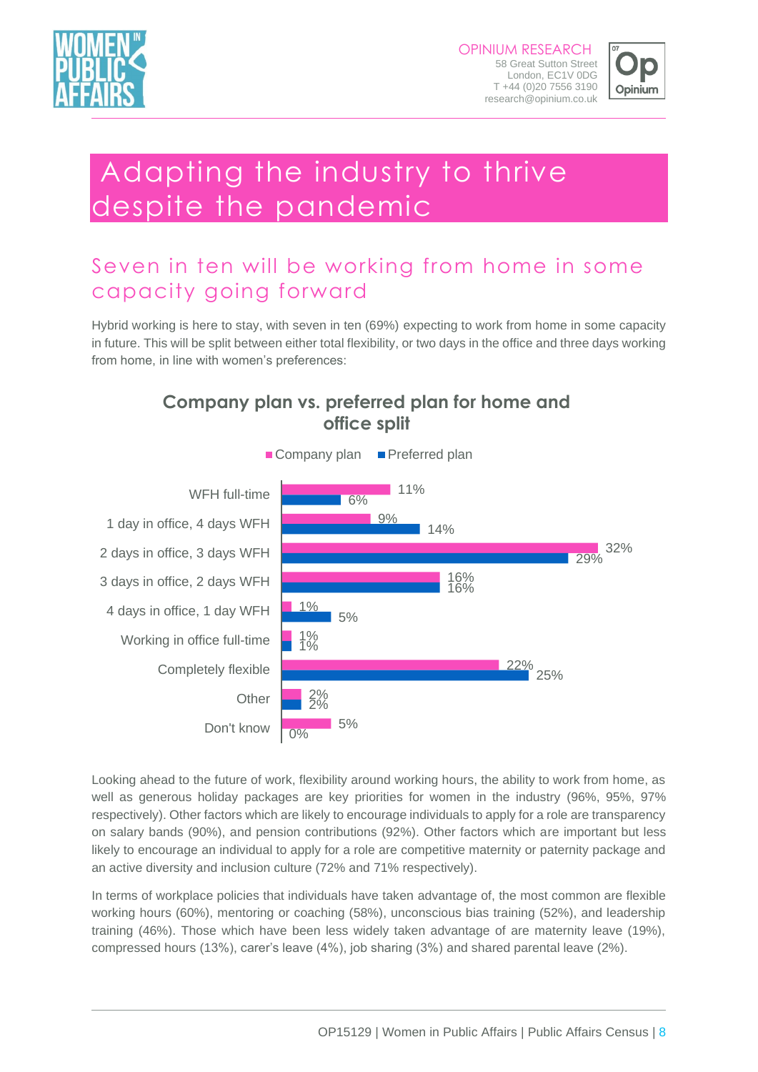# Adapting the industry to thrive despite the pandemic

## Seven in ten will be working from home in some capacity going forward

Hybrid working is here to stay, with seven in ten (69%) expecting to work from home in some capacity in future. This will be split between either total flexibility, or two days in the office and three days working from home, in line with women's preferences:

**Company plan vs. preferred plan for home and office split**

| | Company plan | Preferred plan |
|---|---|---|
| WFH full-time | 11% | 6% |
| 1 day in office, 4 days WFH | 9% | 14% |
| 2 days in office, 3 days WFH | 32% | 29% |
| 3 days in office, 2 days WFH | 16% | 16% |
| 4 days in office, 1 day WFH | 1% | 5% |
| Working in office full-time | 1% | 1% |
| Completely flexible | 22% | 25% |
| Other | 2% | 2% |
| Don't know | 5% | 0% |

Looking ahead to the future of work, flexibility around working hours, the ability to work from home, as well as generous holiday packages are key priorities for women in the industry (96%, 95%, 97% respectively). Other factors which are likely to encourage individuals to apply for a role are transparency on salary bands (90%), and pension contributions (92%). Other factors which are important but less likely to encourage an individual to apply for a role are competitive maternity or paternity package and an active diversity and inclusion culture (72% and 71% respectively).

In terms of workplace policies that individuals have taken advantage of, the most common are flexible working hours (60%), mentoring or coaching (58%), unconscious bias training (52%), and leadership training (46%). Those which have been less widely taken advantage of are maternity leave (19%), compressed hours (13%), carer's leave (4%), job sharing (3%) and shared parental leave (2%).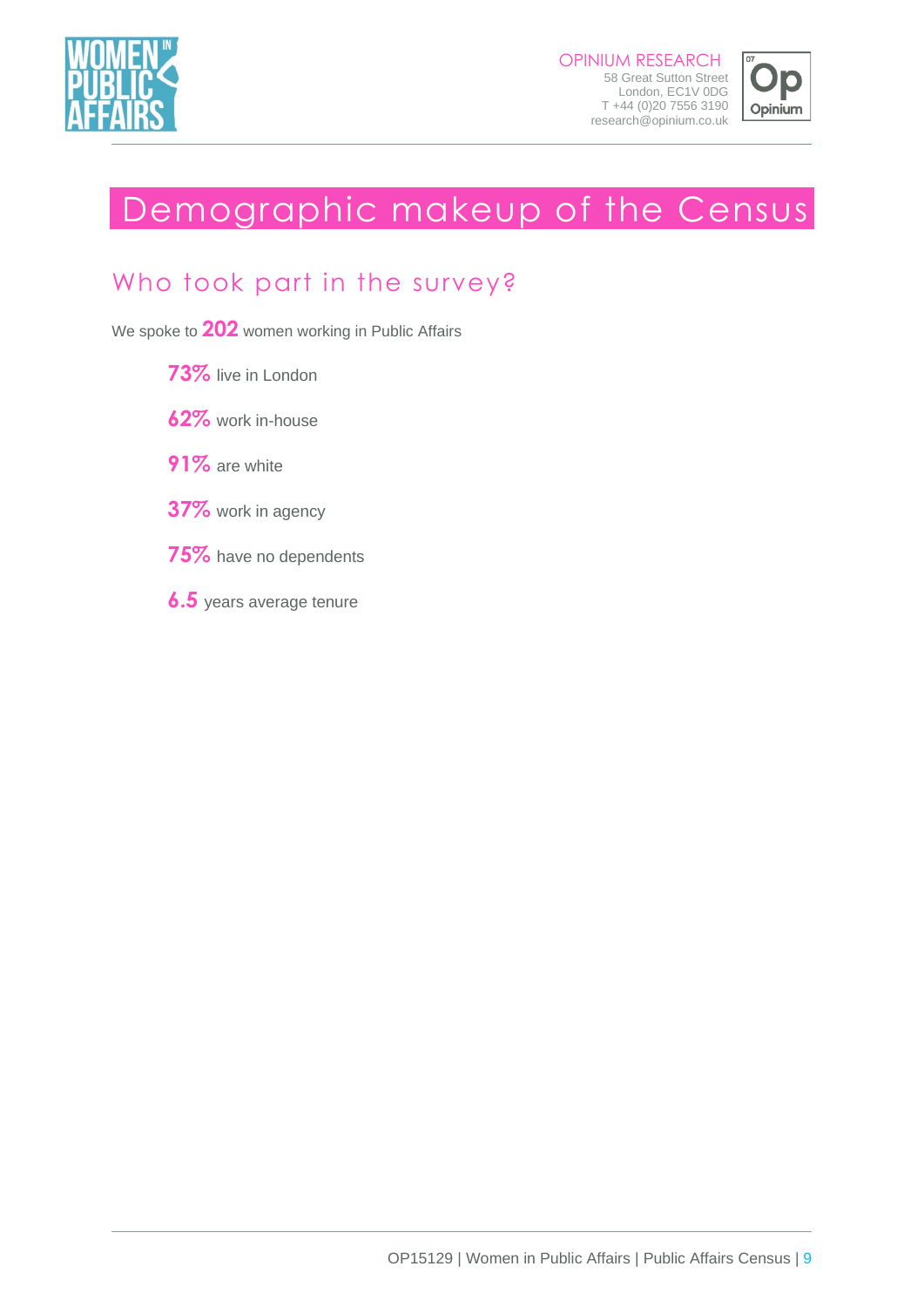# Demographic makeup of the Census

## Who took part in the survey?

We spoke to **202** women working in Public Affairs

- **73%** live in London
- **62%** work in-house
- **91%** are white
- **37%** work in agency
- **75%** have no dependents
- **6.5** years average tenure